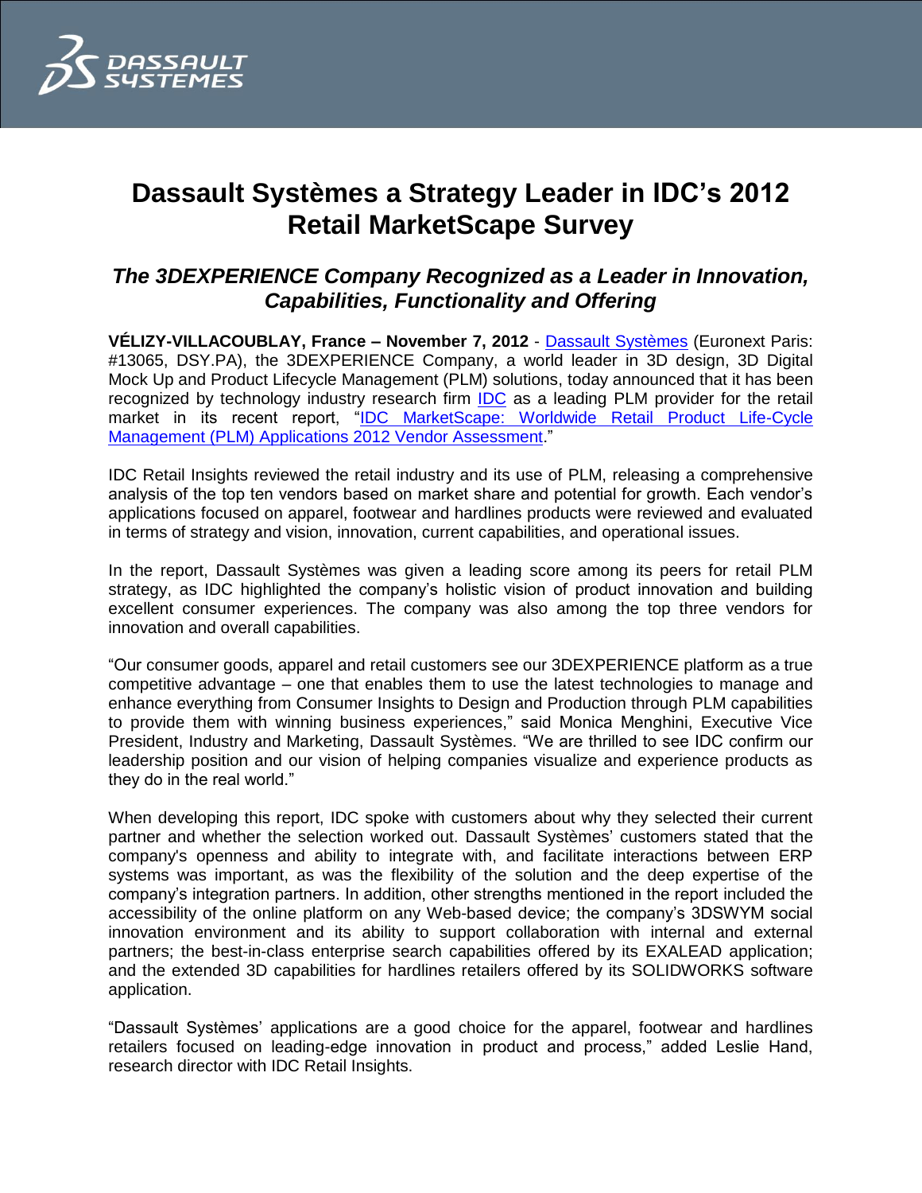# Dassault Systèmes a Strategy Leader in IDC's 2012 Retail MarketScape Survey

## *The 3DEXPERIENCE Company Recognized as a Leader in Innovation, Capabilities, Functionality and Offering*

**VÉLIZY-VILLACOUBLAY, France – November 7, 2012** - Dassault Systèmes (Euronext Paris: #13065, DSY.PA), the 3DEXPERIENCE Company, a world leader in 3D design, 3D Digital Mock Up and Product Lifecycle Management (PLM) solutions, today announced that it has been recognized by technology industry research firm IDC as a leading PLM provider for the retail market in its recent report, "IDC MarketScape: Worldwide Retail Product Life-Cycle Management (PLM) Applications 2012 Vendor Assessment."

IDC Retail Insights reviewed the retail industry and its use of PLM, releasing a comprehensive analysis of the top ten vendors based on market share and potential for growth. Each vendor's applications focused on apparel, footwear and hardlines products were reviewed and evaluated in terms of strategy and vision, innovation, current capabilities, and operational issues.

In the report, Dassault Systèmes was given a leading score among its peers for retail PLM strategy, as IDC highlighted the company's holistic vision of product innovation and building excellent consumer experiences. The company was also among the top three vendors for innovation and overall capabilities.

"Our consumer goods, apparel and retail customers see our 3DEXPERIENCE platform as a true competitive advantage – one that enables them to use the latest technologies to manage and enhance everything from Consumer Insights to Design and Production through PLM capabilities to provide them with winning business experiences," said Monica Menghini, Executive Vice President, Industry and Marketing, Dassault Systèmes. "We are thrilled to see IDC confirm our leadership position and our vision of helping companies visualize and experience products as they do in the real world."

When developing this report, IDC spoke with customers about why they selected their current partner and whether the selection worked out. Dassault Systèmes' customers stated that the company's openness and ability to integrate with, and facilitate interactions between ERP systems was important, as was the flexibility of the solution and the deep expertise of the company's integration partners. In addition, other strengths mentioned in the report included the accessibility of the online platform on any Web-based device; the company's 3DSWYM social innovation environment and its ability to support collaboration with internal and external partners; the best-in-class enterprise search capabilities offered by its EXALEAD application; and the extended 3D capabilities for hardlines retailers offered by its SOLIDWORKS software application.

"Dassault Systèmes' applications are a good choice for the apparel, footwear and hardlines retailers focused on leading-edge innovation in product and process," added Leslie Hand, research director with IDC Retail Insights.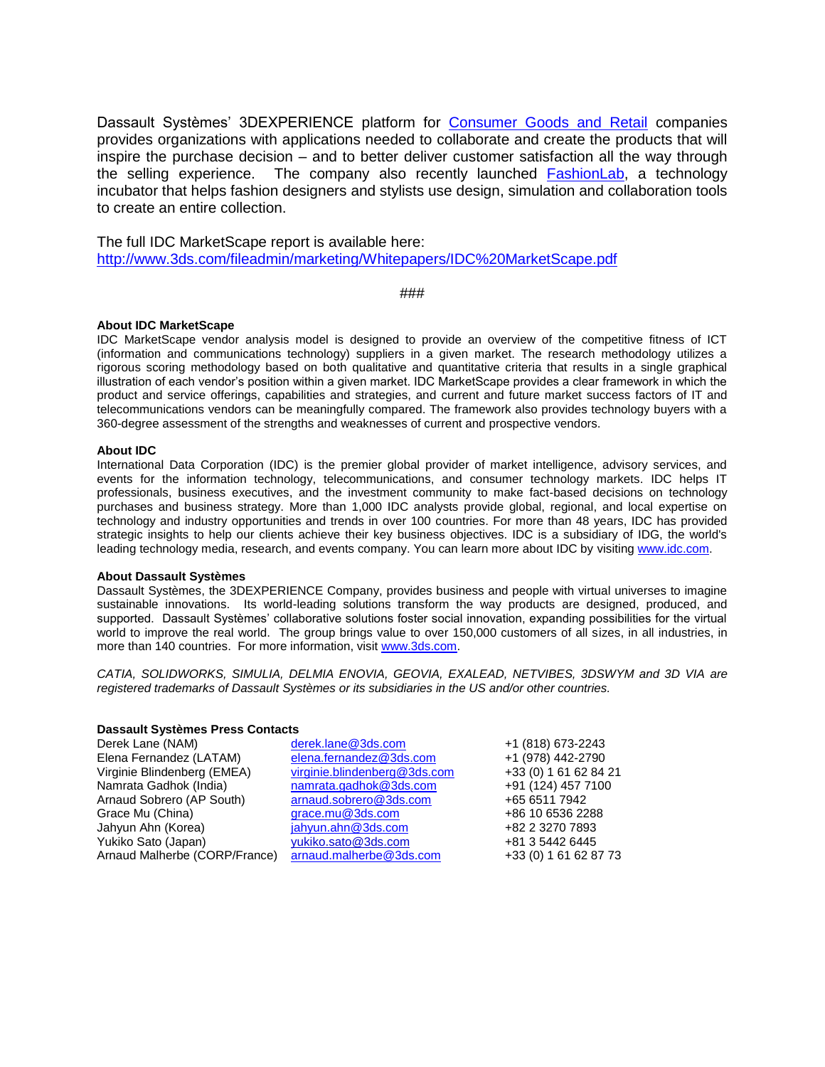Dassault Systèmes' 3DEXPERIENCE platform for Consumer Goods and Retail companies provides organizations with applications needed to collaborate and create the products that will inspire the purchase decision – and to better deliver customer satisfaction all the way through the selling experience. The company also recently launched FashionLab, a technology incubator that helps fashion designers and stylists use design, simulation and collaboration tools to create an entire collection.

The full IDC MarketScape report is available here:
http://www.3ds.com/fileadmin/marketing/Whitepapers/IDC%20MarketScape.pdf

###

**About IDC MarketScape**
IDC MarketScape vendor analysis model is designed to provide an overview of the competitive fitness of ICT (information and communications technology) suppliers in a given market. The research methodology utilizes a rigorous scoring methodology based on both qualitative and quantitative criteria that results in a single graphical illustration of each vendor's position within a given market. IDC MarketScape provides a clear framework in which the product and service offerings, capabilities and strategies, and current and future market success factors of IT and telecommunications vendors can be meaningfully compared. The framework also provides technology buyers with a 360-degree assessment of the strengths and weaknesses of current and prospective vendors.

**About IDC**
International Data Corporation (IDC) is the premier global provider of market intelligence, advisory services, and events for the information technology, telecommunications, and consumer technology markets. IDC helps IT professionals, business executives, and the investment community to make fact-based decisions on technology purchases and business strategy. More than 1,000 IDC analysts provide global, regional, and local expertise on technology and industry opportunities and trends in over 100 countries. For more than 48 years, IDC has provided strategic insights to help our clients achieve their key business objectives. IDC is a subsidiary of IDG, the world's leading technology media, research, and events company. You can learn more about IDC by visiting www.idc.com.

**About Dassault Systèmes**
Dassault Systèmes, the 3DEXPERIENCE Company, provides business and people with virtual universes to imagine sustainable innovations. Its world-leading solutions transform the way products are designed, produced, and supported. Dassault Systèmes' collaborative solutions foster social innovation, expanding possibilities for the virtual world to improve the real world. The group brings value to over 150,000 customers of all sizes, in all industries, in more than 140 countries. For more information, visit www.3ds.com.

*CATIA, SOLIDWORKS, SIMULIA, DELMIA ENOVIA, GEOVIA, EXALEAD, NETVIBES, 3DSWYM and 3D VIA are registered trademarks of Dassault Systèmes or its subsidiaries in the US and/or other countries.*

**Dassault Systèmes Press Contacts**

| | | |
|---|---|---|
| Derek Lane (NAM) | derek.lane@3ds.com | +1 (818) 673-2243 |
| Elena Fernandez (LATAM) | elena.fernandez@3ds.com | +1 (978) 442-2790 |
| Virginie Blindenberg (EMEA) | virginie.blindenberg@3ds.com | +33 (0) 1 61 62 84 21 |
| Namrata Gadhok (India) | namrata.gadhok@3ds.com | +91 (124) 457 7100 |
| Arnaud Sobrero (AP South) | arnaud.sobrero@3ds.com | +65 6511 7942 |
| Grace Mu (China) | grace.mu@3ds.com | +86 10 6536 2288 |
| Jahyun Ahn (Korea) | jahyun.ahn@3ds.com | +82 2 3270 7893 |
| Yukiko Sato (Japan) | yukiko.sato@3ds.com | +81 3 5442 6445 |
| Arnaud Malherbe (CORP/France) | arnaud.malherbe@3ds.com | +33 (0) 1 61 62 87 73 |